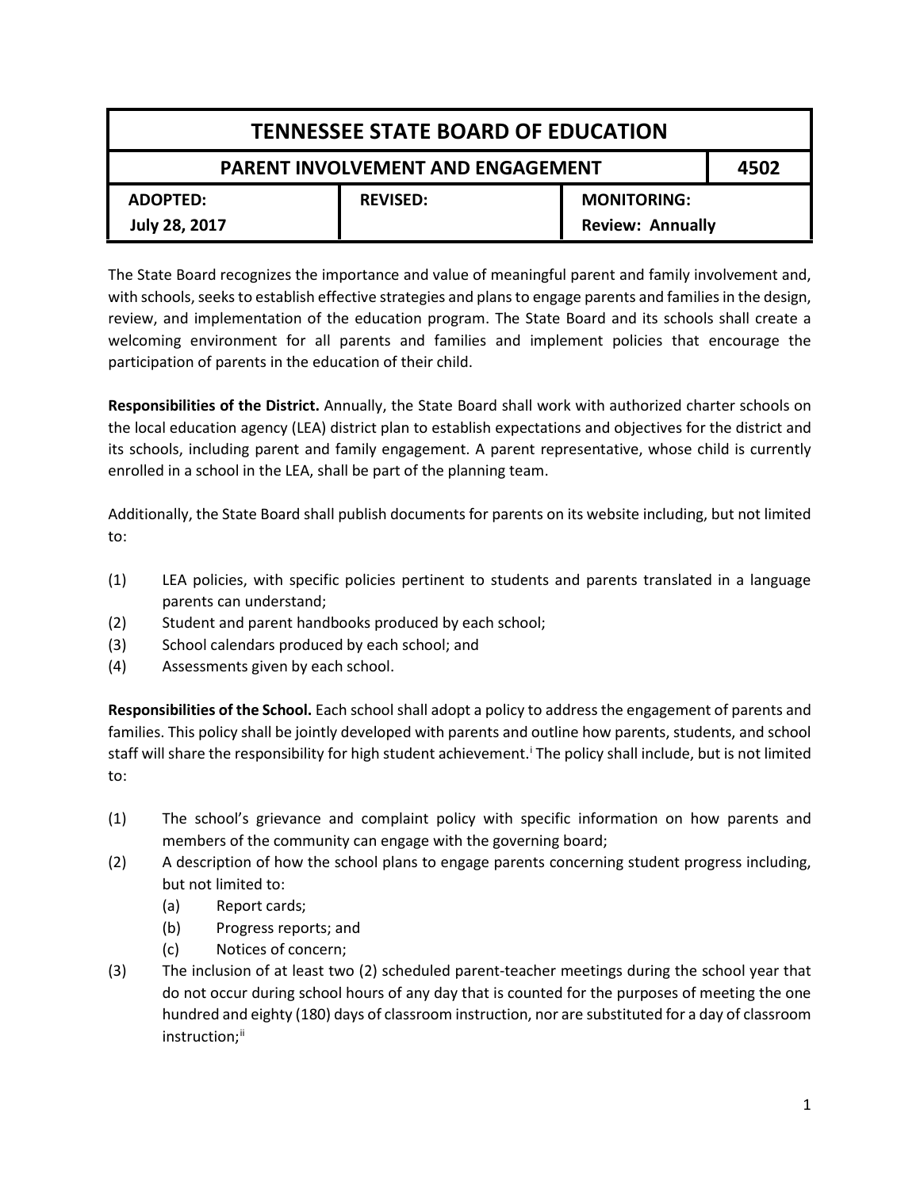| TENNESSEE STATE BOARD OF EDUCATION | | | |
|---|---|---|---|
| **PARENT INVOLVEMENT AND ENGAGEMENT** | | | **4502** |
| **ADOPTED:** July 28, 2017 | **REVISED:** | **MONITORING:** Review: Annually | |

The State Board recognizes the importance and value of meaningful parent and family involvement and, with schools, seeks to establish effective strategies and plans to engage parents and families in the design, review, and implementation of the education program. The State Board and its schools shall create a welcoming environment for all parents and families and implement policies that encourage the participation of parents in the education of their child.

**Responsibilities of the District.** Annually, the State Board shall work with authorized charter schools on the local education agency (LEA) district plan to establish expectations and objectives for the district and its schools, including parent and family engagement. A parent representative, whose child is currently enrolled in a school in the LEA, shall be part of the planning team.

Additionally, the State Board shall publish documents for parents on its website including, but not limited to:

(1) LEA policies, with specific policies pertinent to students and parents translated in a language parents can understand;
(2) Student and parent handbooks produced by each school;
(3) School calendars produced by each school; and
(4) Assessments given by each school.

**Responsibilities of the School.** Each school shall adopt a policy to address the engagement of parents and families. This policy shall be jointly developed with parents and outline how parents, students, and school staff will share the responsibility for high student achievement.[i] The policy shall include, but is not limited to:

(1) The school's grievance and complaint policy with specific information on how parents and members of the community can engage with the governing board;
(2) A description of how the school plans to engage parents concerning student progress including, but not limited to:
    (a) Report cards;
    (b) Progress reports; and
    (c) Notices of concern;
(3) The inclusion of at least two (2) scheduled parent-teacher meetings during the school year that do not occur during school hours of any day that is counted for the purposes of meeting the one hundred and eighty (180) days of classroom instruction, nor are substituted for a day of classroom instruction;[ii]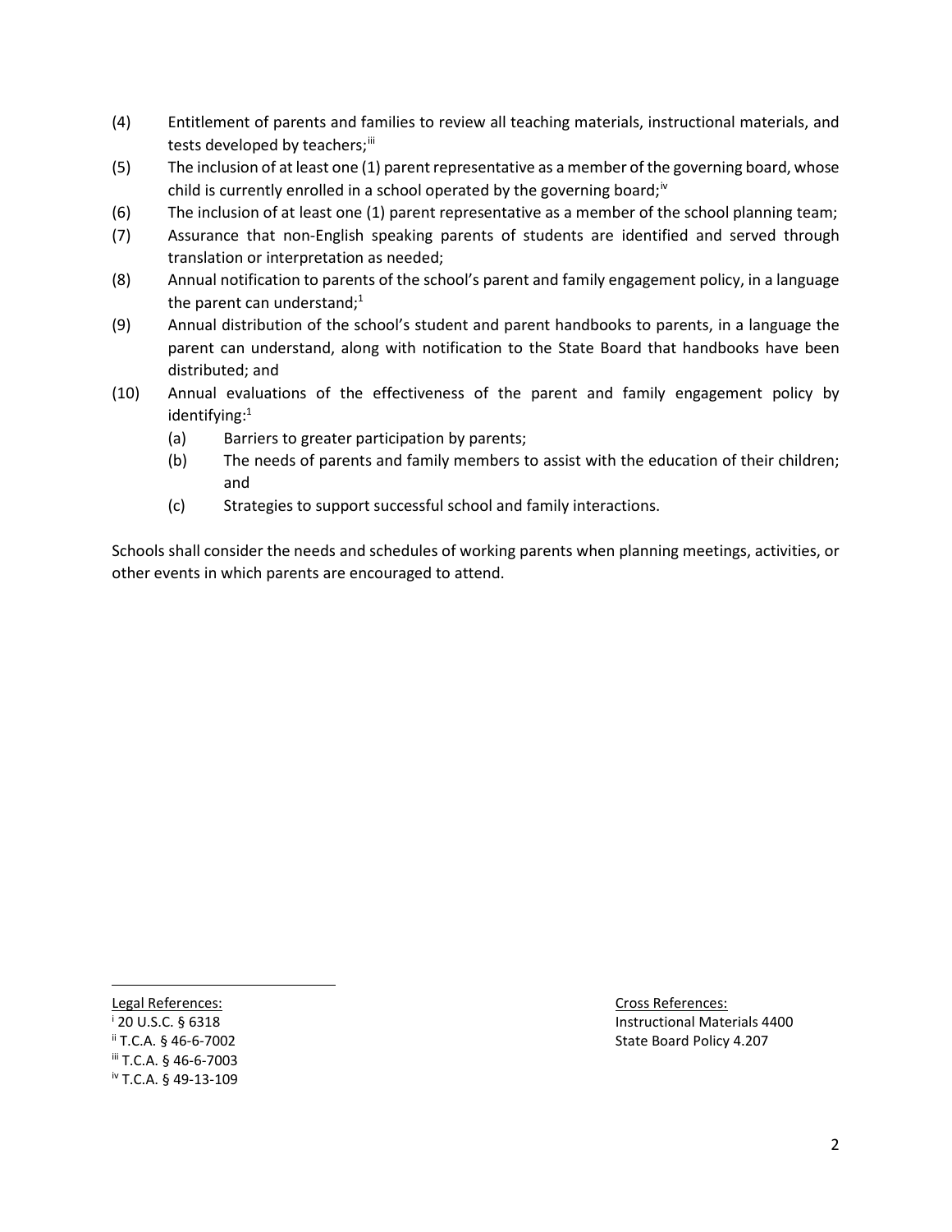(4) Entitlement of parents and families to review all teaching materials, instructional materials, and tests developed by teachers;[iii]

(5) The inclusion of at least one (1) parent representative as a member of the governing board, whose child is currently enrolled in a school operated by the governing board;[iv]

(6) The inclusion of at least one (1) parent representative as a member of the school planning team;

(7) Assurance that non-English speaking parents of students are identified and served through translation or interpretation as needed;

(8) Annual notification to parents of the school's parent and family engagement policy, in a language the parent can understand;[1]

(9) Annual distribution of the school's student and parent handbooks to parents, in a language the parent can understand, along with notification to the State Board that handbooks have been distributed; and

(10) Annual evaluations of the effectiveness of the parent and family engagement policy by identifying:[1]
   - (a) Barriers to greater participation by parents;
   - (b) The needs of parents and family members to assist with the education of their children; and
   - (c) Strategies to support successful school and family interactions.

Schools shall consider the needs and schedules of working parents when planning meetings, activities, or other events in which parents are encouraged to attend.

---

Legal References:

[i] 20 U.S.C. § 6318

[ii] T.C.A. § 46-6-7002

[iii] T.C.A. § 46-6-7003

[iv] T.C.A. § 49-13-109

Cross References:

Instructional Materials 4400

State Board Policy 4.207